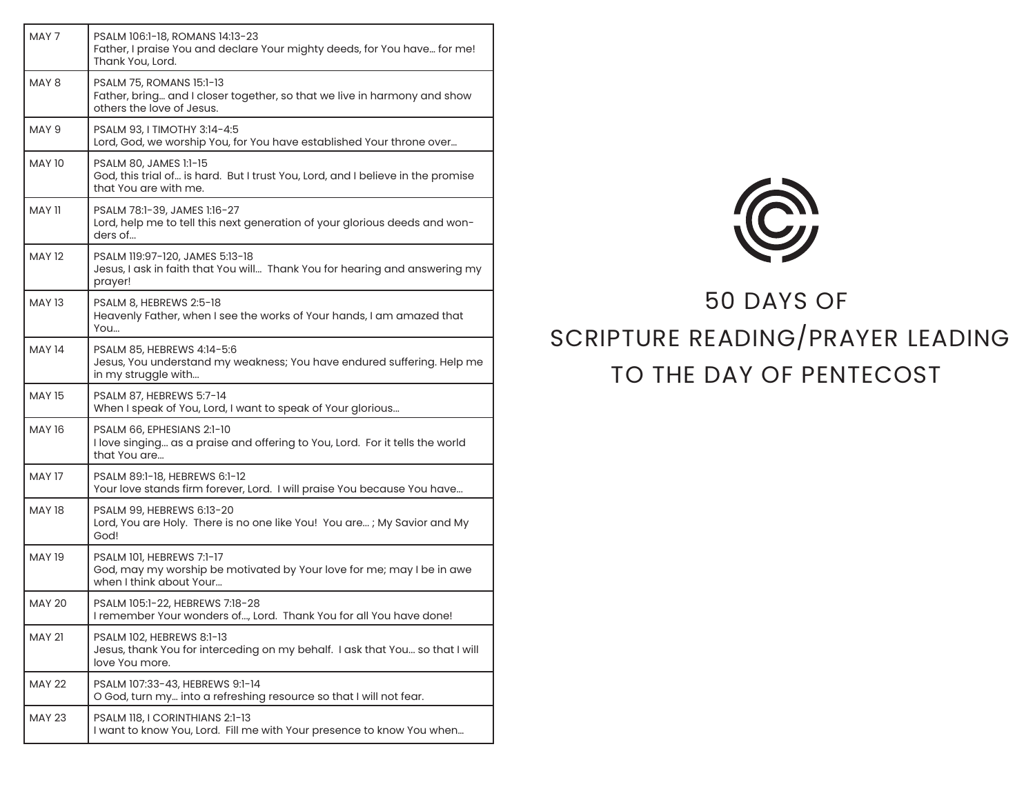| MAY 7 | PSALM 106:1-18, ROMANS 14:13-23<br>Father, I praise You and declare Your mighty deeds, for You have... for me! Thank You, Lord. |
|---|---|
| MAY 8 | PSALM 75, ROMANS 15:1-13<br>Father, bring... and I closer together, so that we live in harmony and show others the love of Jesus. |
| MAY 9 | PSALM 93, I TIMOTHY 3:14-4:5<br>Lord, God, we worship You, for You have established Your throne over... |
| MAY 10 | PSALM 80, JAMES 1:1-15<br>God, this trial of... is hard. But I trust You, Lord, and I believe in the promise that You are with me. |
| MAY 11 | PSALM 78:1-39, JAMES 1:16-27<br>Lord, help me to tell this next generation of your glorious deeds and wonders of... |
| MAY 12 | PSALM 119:97-120, JAMES 5:13-18<br>Jesus, I ask in faith that You will... Thank You for hearing and answering my prayer! |
| MAY 13 | PSALM 8, HEBREWS 2:5-18<br>Heavenly Father, when I see the works of Your hands, I am amazed that You... |
| MAY 14 | PSALM 85, HEBREWS 4:14-5:6<br>Jesus, You understand my weakness; You have endured suffering. Help me in my struggle with... |
| MAY 15 | PSALM 87, HEBREWS 5:7-14<br>When I speak of You, Lord, I want to speak of Your glorious... |
| MAY 16 | PSALM 66, EPHESIANS 2:1-10<br>I love singing... as a praise and offering to You, Lord. For it tells the world that You are... |
| MAY 17 | PSALM 89:1-18, HEBREWS 6:1-12<br>Your love stands firm forever, Lord. I will praise You because You have... |
| MAY 18 | PSALM 99, HEBREWS 6:13-20<br>Lord, You are Holy. There is no one like You! You are... ; My Savior and My God! |
| MAY 19 | PSALM 101, HEBREWS 7:1-17<br>God, may my worship be motivated by Your love for me; may I be in awe when I think about Your... |
| MAY 20 | PSALM 105:1-22, HEBREWS 7:18-28<br>I remember Your wonders of..., Lord. Thank You for all You have done! |
| MAY 21 | PSALM 102, HEBREWS 8:1-13<br>Jesus, thank You for interceding on my behalf. I ask that You... so that I will love You more. |
| MAY 22 | PSALM 107:33-43, HEBREWS 9:1-14<br>O God, turn my... into a refreshing resource so that I will not fear. |
| MAY 23 | PSALM 118, I CORINTHIANS 2:1-13<br>I want to know You, Lord. Fill me with Your presence to know You when... |

# 50 DAYS OF SCRIPTURE READING/PRAYER LEADING TO THE DAY OF PENTECOST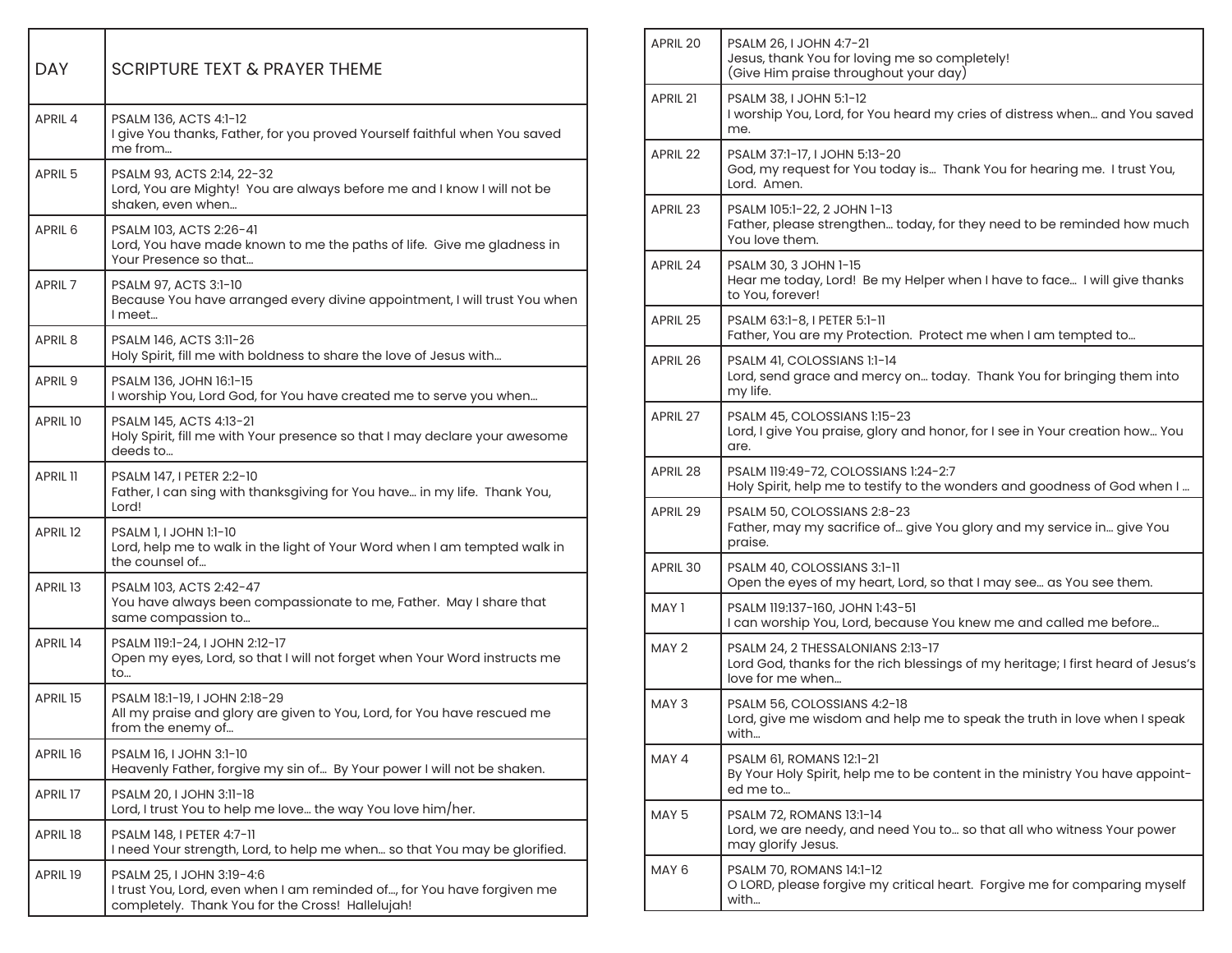| DAY | SCRIPTURE TEXT & PRAYER THEME |
|---|---|
| APRIL 4 | PSALM 136, ACTS 4:1-12<br>I give You thanks, Father, for you proved Yourself faithful when You saved me from… |
| APRIL 5 | PSALM 93, ACTS 2:14, 22-32<br>Lord, You are Mighty! You are always before me and I know I will not be shaken, even when… |
| APRIL 6 | PSALM 103, ACTS 2:26-41<br>Lord, You have made known to me the paths of life. Give me gladness in Your Presence so that… |
| APRIL 7 | PSALM 97, ACTS 3:1-10<br>Because You have arranged every divine appointment, I will trust You when I meet… |
| APRIL 8 | PSALM 146, ACTS 3:11-26<br>Holy Spirit, fill me with boldness to share the love of Jesus with… |
| APRIL 9 | PSALM 136, JOHN 16:1-15<br>I worship You, Lord God, for You have created me to serve you when… |
| APRIL 10 | PSALM 145, ACTS 4:13-21<br>Holy Spirit, fill me with Your presence so that I may declare your awesome deeds to… |
| APRIL 11 | PSALM 147, I PETER 2:2-10<br>Father, I can sing with thanksgiving for You have… in my life. Thank You, Lord! |
| APRIL 12 | PSALM 1, I JOHN 1:1-10<br>Lord, help me to walk in the light of Your Word when I am tempted walk in the counsel of… |
| APRIL 13 | PSALM 103, ACTS 2:42-47<br>You have always been compassionate to me, Father. May I share that same compassion to… |
| APRIL 14 | PSALM 119:1-24, I JOHN 2:12-17<br>Open my eyes, Lord, so that I will not forget when Your Word instructs me to… |
| APRIL 15 | PSALM 18:1-19, I JOHN 2:18-29<br>All my praise and glory are given to You, Lord, for You have rescued me from the enemy of… |
| APRIL 16 | PSALM 16, I JOHN 3:1-10<br>Heavenly Father, forgive my sin of… By Your power I will not be shaken. |
| APRIL 17 | PSALM 20, I JOHN 3:11-18<br>Lord, I trust You to help me love… the way You love him/her. |
| APRIL 18 | PSALM 148, I PETER 4:7-11<br>I need Your strength, Lord, to help me when… so that You may be glorified. |
| APRIL 19 | PSALM 25, I JOHN 3:19-4:6<br>I trust You, Lord, even when I am reminded of…, for You have forgiven me completely. Thank You for the Cross! Hallelujah! |
| APRIL 20 | PSALM 26, I JOHN 4:7-21<br>Jesus, thank You for loving me so completely!<br>(Give Him praise throughout your day) |
| APRIL 21 | PSALM 38, I JOHN 5:1-12<br>I worship You, Lord, for You heard my cries of distress when… and You saved me. |
| APRIL 22 | PSALM 37:1-17, I JOHN 5:13-20<br>God, my request for You today is… Thank You for hearing me. I trust You, Lord. Amen. |
| APRIL 23 | PSALM 105:1-22, 2 JOHN 1-13<br>Father, please strengthen… today, for they need to be reminded how much You love them. |
| APRIL 24 | PSALM 30, 3 JOHN 1-15<br>Hear me today, Lord! Be my Helper when I have to face… I will give thanks to You, forever! |
| APRIL 25 | PSALM 63:1-8, I PETER 5:1-11<br>Father, You are my Protection. Protect me when I am tempted to… |
| APRIL 26 | PSALM 41, COLOSSIANS 1:1-14<br>Lord, send grace and mercy on… today. Thank You for bringing them into my life. |
| APRIL 27 | PSALM 45, COLOSSIANS 1:15-23<br>Lord, I give You praise, glory and honor, for I see in Your creation how… You are. |
| APRIL 28 | PSALM 119:49-72, COLOSSIANS 1:24-2:7<br>Holy Spirit, help me to testify to the wonders and goodness of God when I … |
| APRIL 29 | PSALM 50, COLOSSIANS 2:8-23<br>Father, may my sacrifice of… give You glory and my service in… give You praise. |
| APRIL 30 | PSALM 40, COLOSSIANS 3:1-11<br>Open the eyes of my heart, Lord, so that I may see… as You see them. |
| MAY 1 | PSALM 119:137-160, JOHN 1:43-51<br>I can worship You, Lord, because You knew me and called me before… |
| MAY 2 | PSALM 24, 2 THESSALONIANS 2:13-17<br>Lord God, thanks for the rich blessings of my heritage; I first heard of Jesus's love for me when… |
| MAY 3 | PSALM 56, COLOSSIANS 4:2-18<br>Lord, give me wisdom and help me to speak the truth in love when I speak with… |
| MAY 4 | PSALM 61, ROMANS 12:1-21<br>By Your Holy Spirit, help me to be content in the ministry You have appointed me to… |
| MAY 5 | PSALM 72, ROMANS 13:1-14<br>Lord, we are needy, and need You to… so that all who witness Your power may glorify Jesus. |
| MAY 6 | PSALM 70, ROMANS 14:1-12<br>O LORD, please forgive my critical heart. Forgive me for comparing myself with… |